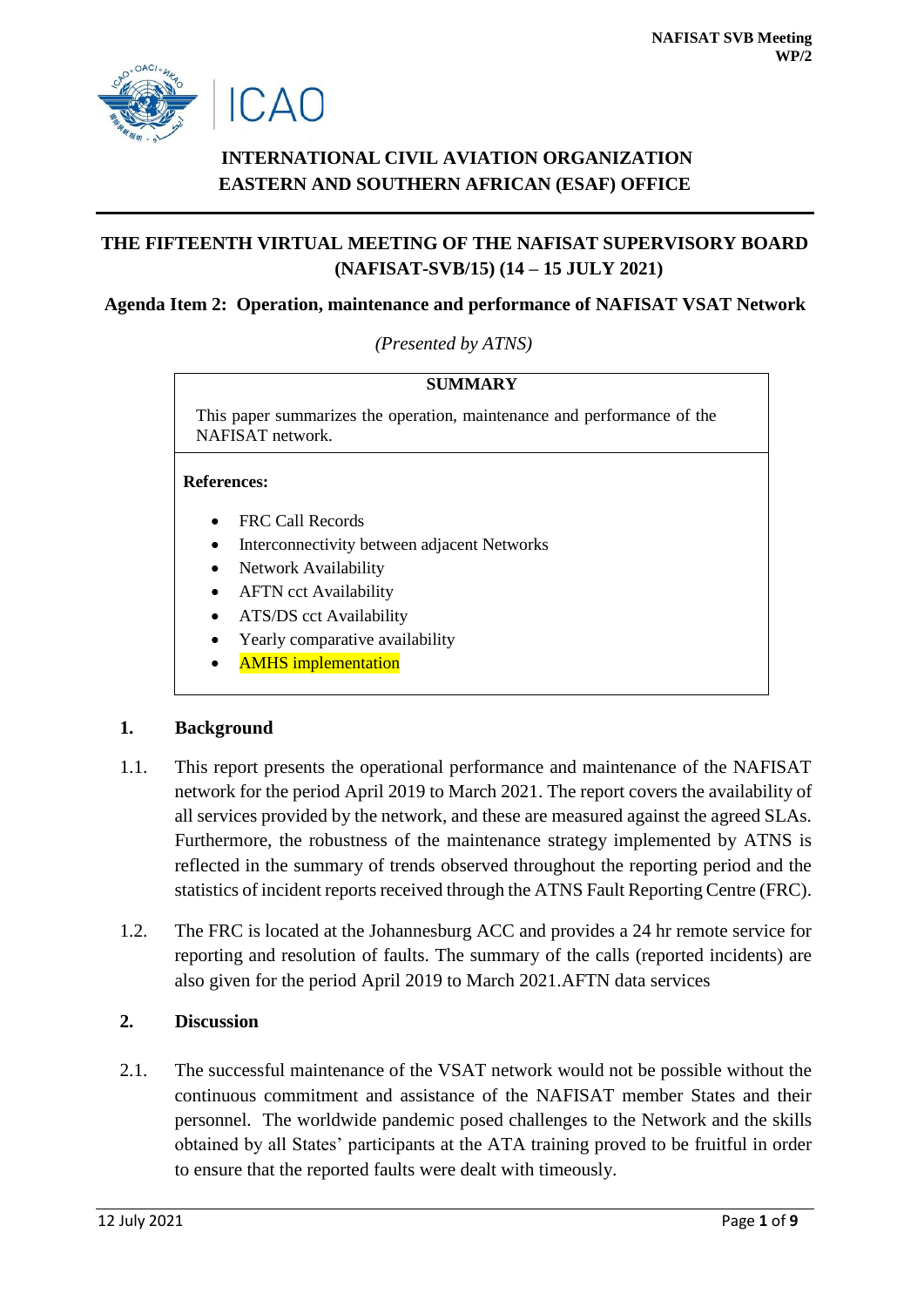NAFISAT SVB Meeting
WP/2

# INTERNATIONAL CIVIL AVIATION ORGANIZATION
# EASTERN AND SOUTHERN AFRICAN (ESAF) OFFICE

## THE FIFTEENTH VIRTUAL MEETING OF THE NAFISAT SUPERVISORY BOARD (NAFISAT-SVB/15) (14 – 15 JULY 2021)

**Agenda Item 2: Operation, maintenance and performance of NAFISAT VSAT Network**

*(Presented by ATNS)*

**SUMMARY**

This paper summarizes the operation, maintenance and performance of the NAFISAT network.

**References:**

- FRC Call Records
- Interconnectivity between adjacent Networks
- Network Availability
- AFTN cct Availability
- ATS/DS cct Availability
- Yearly comparative availability
- AMHS implementation

## 1. Background

1.1. This report presents the operational performance and maintenance of the NAFISAT network for the period April 2019 to March 2021. The report covers the availability of all services provided by the network, and these are measured against the agreed SLAs. Furthermore, the robustness of the maintenance strategy implemented by ATNS is reflected in the summary of trends observed throughout the reporting period and the statistics of incident reports received through the ATNS Fault Reporting Centre (FRC).

1.2. The FRC is located at the Johannesburg ACC and provides a 24 hr remote service for reporting and resolution of faults. The summary of the calls (reported incidents) are also given for the period April 2019 to March 2021.AFTN data services

## 2. Discussion

2.1. The successful maintenance of the VSAT network would not be possible without the continuous commitment and assistance of the NAFISAT member States and their personnel. The worldwide pandemic posed challenges to the Network and the skills obtained by all States' participants at the ATA training proved to be fruitful in order to ensure that the reported faults were dealt with timeously.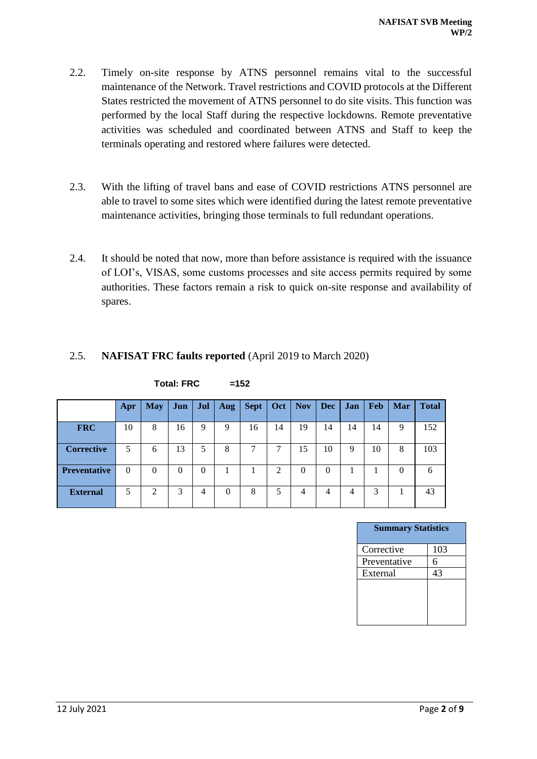2.2. Timely on-site response by ATNS personnel remains vital to the successful maintenance of the Network. Travel restrictions and COVID protocols at the Different States restricted the movement of ATNS personnel to do site visits. This function was performed by the local Staff during the respective lockdowns. Remote preventative activities was scheduled and coordinated between ATNS and Staff to keep the terminals operating and restored where failures were detected.

2.3. With the lifting of travel bans and ease of COVID restrictions ATNS personnel are able to travel to some sites which were identified during the latest remote preventative maintenance activities, bringing those terminals to full redundant operations.

2.4. It should be noted that now, more than before assistance is required with the issuance of LOI's, VISAS, some customs processes and site access permits required by some authorities. These factors remain a risk to quick on-site response and availability of spares.

2.5. **NAFISAT FRC faults reported** (April 2019 to March 2020)

**Total: FRC =152**

| | Apr | May | Jun | Jul | Aug | Sept | Oct | Nov | Dec | Jan | Feb | Mar | Total |
|---|---|---|---|---|---|---|---|---|---|---|---|---|---|
| **FRC** | 10 | 8 | 16 | 9 | 9 | 16 | 14 | 19 | 14 | 14 | 14 | 9 | 152 |
| **Corrective** | 5 | 6 | 13 | 5 | 8 | 7 | 7 | 15 | 10 | 9 | 10 | 8 | 103 |
| **Preventative** | 0 | 0 | 0 | 0 | 1 | 1 | 2 | 0 | 0 | 1 | 1 | 0 | 6 |
| **External** | 5 | 2 | 3 | 4 | 0 | 8 | 5 | 4 | 4 | 4 | 3 | 1 | 43 |

| **Summary Statistics** | |
|---|---|
| Corrective | 103 |
| Preventative | 6 |
| External | 43 |
| | |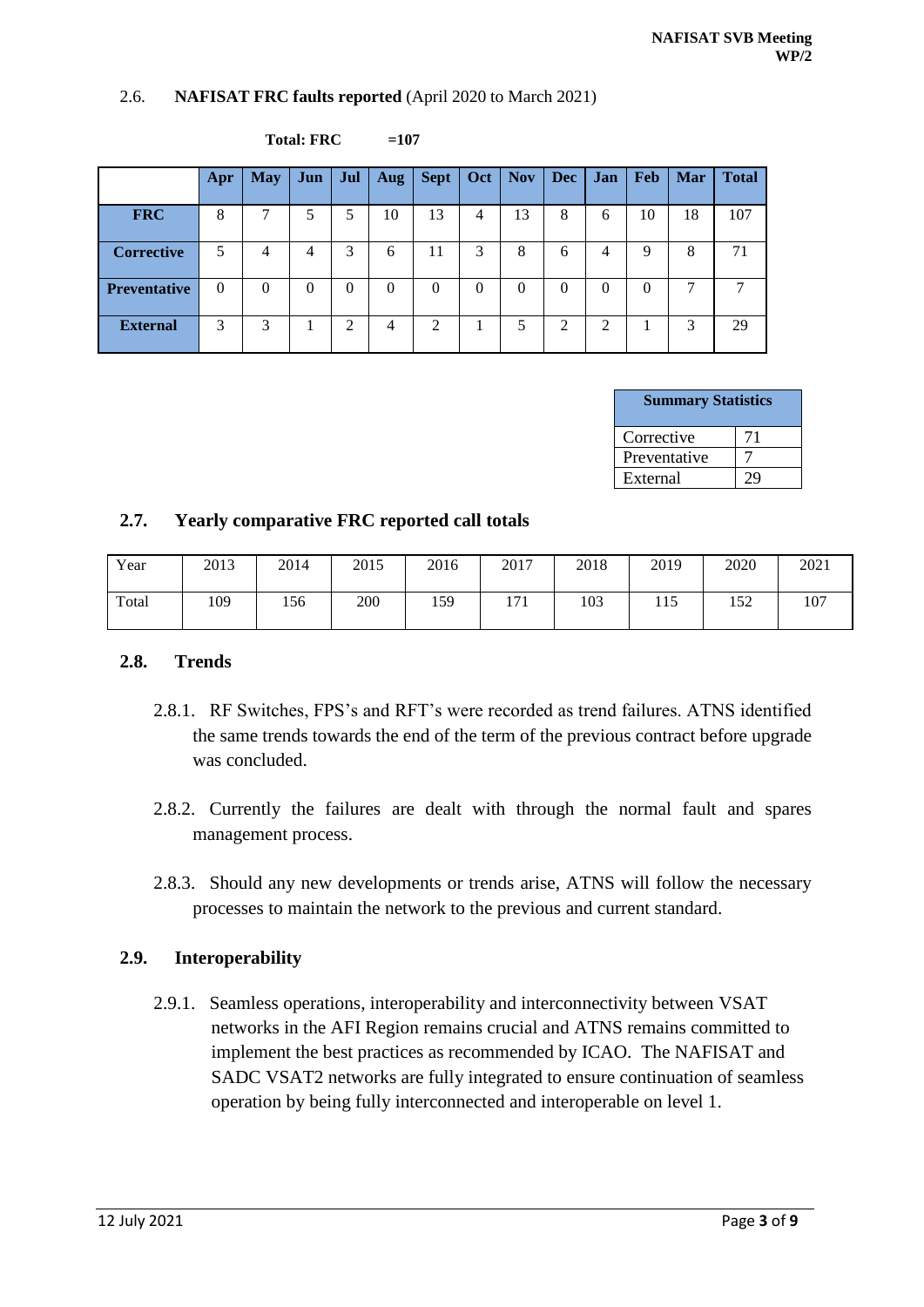### 2.6. **NAFISAT FRC faults reported** (April 2020 to March 2021)

**Total: FRC =107**

| | Apr | May | Jun | Jul | Aug | Sept | Oct | Nov | Dec | Jan | Feb | Mar | Total |
|---|---|---|---|---|---|---|---|---|---|---|---|---|---|
| **FRC** | 8 | 7 | 5 | 5 | 10 | 13 | 4 | 13 | 8 | 6 | 10 | 18 | 107 |
| **Corrective** | 5 | 4 | 4 | 3 | 6 | 11 | 3 | 8 | 6 | 4 | 9 | 8 | 71 |
| **Preventative** | 0 | 0 | 0 | 0 | 0 | 0 | 0 | 0 | 0 | 0 | 0 | 7 | 7 |
| **External** | 3 | 3 | 1 | 2 | 4 | 2 | 1 | 5 | 2 | 2 | 1 | 3 | 29 |

| **Summary Statistics** | |
|---|---|
| Corrective | 71 |
| Preventative | 7 |
| External | 29 |

### 2.7. Yearly comparative FRC reported call totals

| Year | 2013 | 2014 | 2015 | 2016 | 2017 | 2018 | 2019 | 2020 | 2021 |
|---|---|---|---|---|---|---|---|---|---|
| Total | 109 | 156 | 200 | 159 | 171 | 103 | 115 | 152 | 107 |

### 2.8. Trends

2.8.1. RF Switches, FPS's and RFT's were recorded as trend failures. ATNS identified the same trends towards the end of the term of the previous contract before upgrade was concluded.

2.8.2. Currently the failures are dealt with through the normal fault and spares management process.

2.8.3. Should any new developments or trends arise, ATNS will follow the necessary processes to maintain the network to the previous and current standard.

### 2.9. Interoperability

2.9.1. Seamless operations, interoperability and interconnectivity between VSAT networks in the AFI Region remains crucial and ATNS remains committed to implement the best practices as recommended by ICAO. The NAFISAT and SADC VSAT2 networks are fully integrated to ensure continuation of seamless operation by being fully interconnected and interoperable on level 1.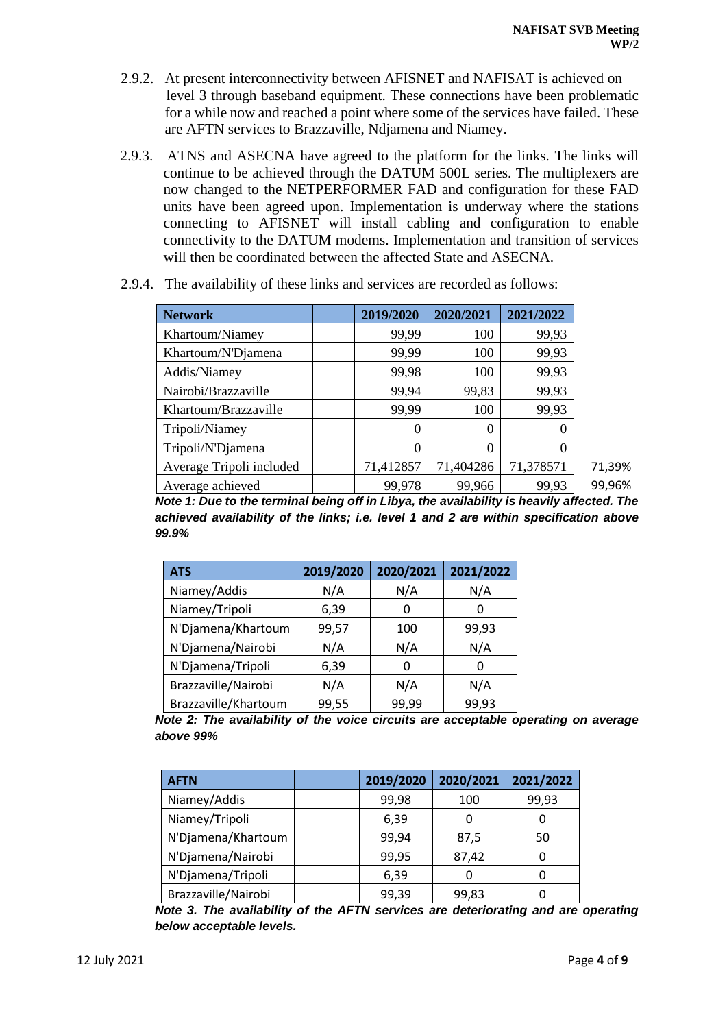2.9.2. At present interconnectivity between AFISNET and NAFISAT is achieved on level 3 through baseband equipment. These connections have been problematic for a while now and reached a point where some of the services have failed. These are AFTN services to Brazzaville, Ndjamena and Niamey.

2.9.3. ATNS and ASECNA have agreed to the platform for the links. The links will continue to be achieved through the DATUM 500L series. The multiplexers are now changed to the NETPERFORMER FAD and configuration for these FAD units have been agreed upon. Implementation is underway where the stations connecting to AFISNET will install cabling and configuration to enable connectivity to the DATUM modems. Implementation and transition of services will then be coordinated between the affected State and ASECNA.

2.9.4. The availability of these links and services are recorded as follows:

| Network | | 2019/2020 | 2020/2021 | 2021/2022 | |
|---|---|---|---|---|---|
| Khartoum/Niamey | | 99,99 | 100 | 99,93 | |
| Khartoum/N'Djamena | | 99,99 | 100 | 99,93 | |
| Addis/Niamey | | 99,98 | 100 | 99,93 | |
| Nairobi/Brazzaville | | 99,94 | 99,83 | 99,93 | |
| Khartoum/Brazzaville | | 99,99 | 100 | 99,93 | |
| Tripoli/Niamey | | 0 | 0 | 0 | |
| Tripoli/N'Djamena | | 0 | 0 | 0 | |
| Average Tripoli included | | 71,412857 | 71,404286 | 71,378571 | 71,39% |
| Average achieved | | 99,978 | 99,966 | 99,93 | 99,96% |

***Note 1: Due to the terminal being off in Libya, the availability is heavily affected. The achieved availability of the links; i.e. level 1 and 2 are within specification above 99.9%***

| ATS | 2019/2020 | 2020/2021 | 2021/2022 |
|---|---|---|---|
| Niamey/Addis | N/A | N/A | N/A |
| Niamey/Tripoli | 6,39 | 0 | 0 |
| N'Djamena/Khartoum | 99,57 | 100 | 99,93 |
| N'Djamena/Nairobi | N/A | N/A | N/A |
| N'Djamena/Tripoli | 6,39 | 0 | 0 |
| Brazzaville/Nairobi | N/A | N/A | N/A |
| Brazzaville/Khartoum | 99,55 | 99,99 | 99,93 |

***Note 2: The availability of the voice circuits are acceptable operating on average above 99%***

| AFTN | | 2019/2020 | 2020/2021 | 2021/2022 |
|---|---|---|---|---|
| Niamey/Addis | | 99,98 | 100 | 99,93 |
| Niamey/Tripoli | | 6,39 | 0 | 0 |
| N'Djamena/Khartoum | | 99,94 | 87,5 | 50 |
| N'Djamena/Nairobi | | 99,95 | 87,42 | 0 |
| N'Djamena/Tripoli | | 6,39 | 0 | 0 |
| Brazzaville/Nairobi | | 99,39 | 99,83 | 0 |

***Note 3. The availability of the AFTN services are deteriorating and are operating below acceptable levels.***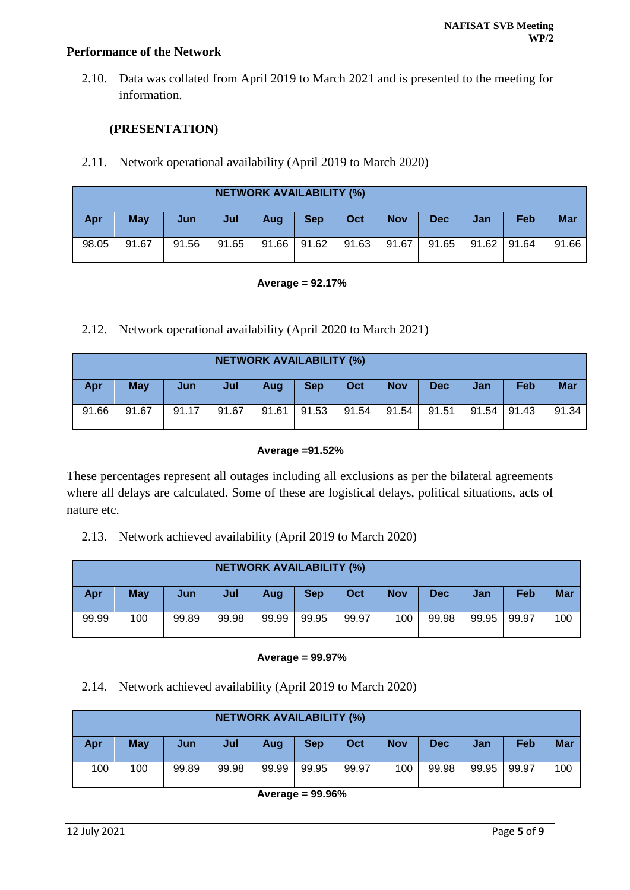## Performance of the Network

2.10. Data was collated from April 2019 to March 2021 and is presented to the meeting for information.

**(PRESENTATION)**

2.11. Network operational availability (April 2019 to March 2020)

| NETWORK AVAILABILITY (%) | | | | | | | | | | | |
|---|---|---|---|---|---|---|---|---|---|---|---|
| **Apr** | **May** | **Jun** | **Jul** | **Aug** | **Sep** | **Oct** | **Nov** | **Dec** | **Jan** | **Feb** | **Mar** |
| 98.05 | 91.67 | 91.56 | 91.65 | 91.66 | 91.62 | 91.63 | 91.67 | 91.65 | 91.62 | 91.64 | 91.66 |

**Average = 92.17%**

2.12. Network operational availability (April 2020 to March 2021)

| NETWORK AVAILABILITY (%) | | | | | | | | | | | |
|---|---|---|---|---|---|---|---|---|---|---|---|
| **Apr** | **May** | **Jun** | **Jul** | **Aug** | **Sep** | **Oct** | **Nov** | **Dec** | **Jan** | **Feb** | **Mar** |
| 91.66 | 91.67 | 91.17 | 91.67 | 91.61 | 91.53 | 91.54 | 91.54 | 91.51 | 91.54 | 91.43 | 91.34 |

**Average =91.52%**

These percentages represent all outages including all exclusions as per the bilateral agreements where all delays are calculated. Some of these are logistical delays, political situations, acts of nature etc.

2.13. Network achieved availability (April 2019 to March 2020)

| NETWORK AVAILABILITY (%) | | | | | | | | | | | |
|---|---|---|---|---|---|---|---|---|---|---|---|
| **Apr** | **May** | **Jun** | **Jul** | **Aug** | **Sep** | **Oct** | **Nov** | **Dec** | **Jan** | **Feb** | **Mar** |
| 99.99 | 100 | 99.89 | 99.98 | 99.99 | 99.95 | 99.97 | 100 | 99.98 | 99.95 | 99.97 | 100 |

**Average = 99.97%**

2.14. Network achieved availability (April 2019 to March 2020)

| NETWORK AVAILABILITY (%) | | | | | | | | | | | |
|---|---|---|---|---|---|---|---|---|---|---|---|
| **Apr** | **May** | **Jun** | **Jul** | **Aug** | **Sep** | **Oct** | **Nov** | **Dec** | **Jan** | **Feb** | **Mar** |
| 100 | 100 | 99.89 | 99.98 | 99.99 | 99.95 | 99.97 | 100 | 99.98 | 99.95 | 99.97 | 100 |

**Average = 99.96%**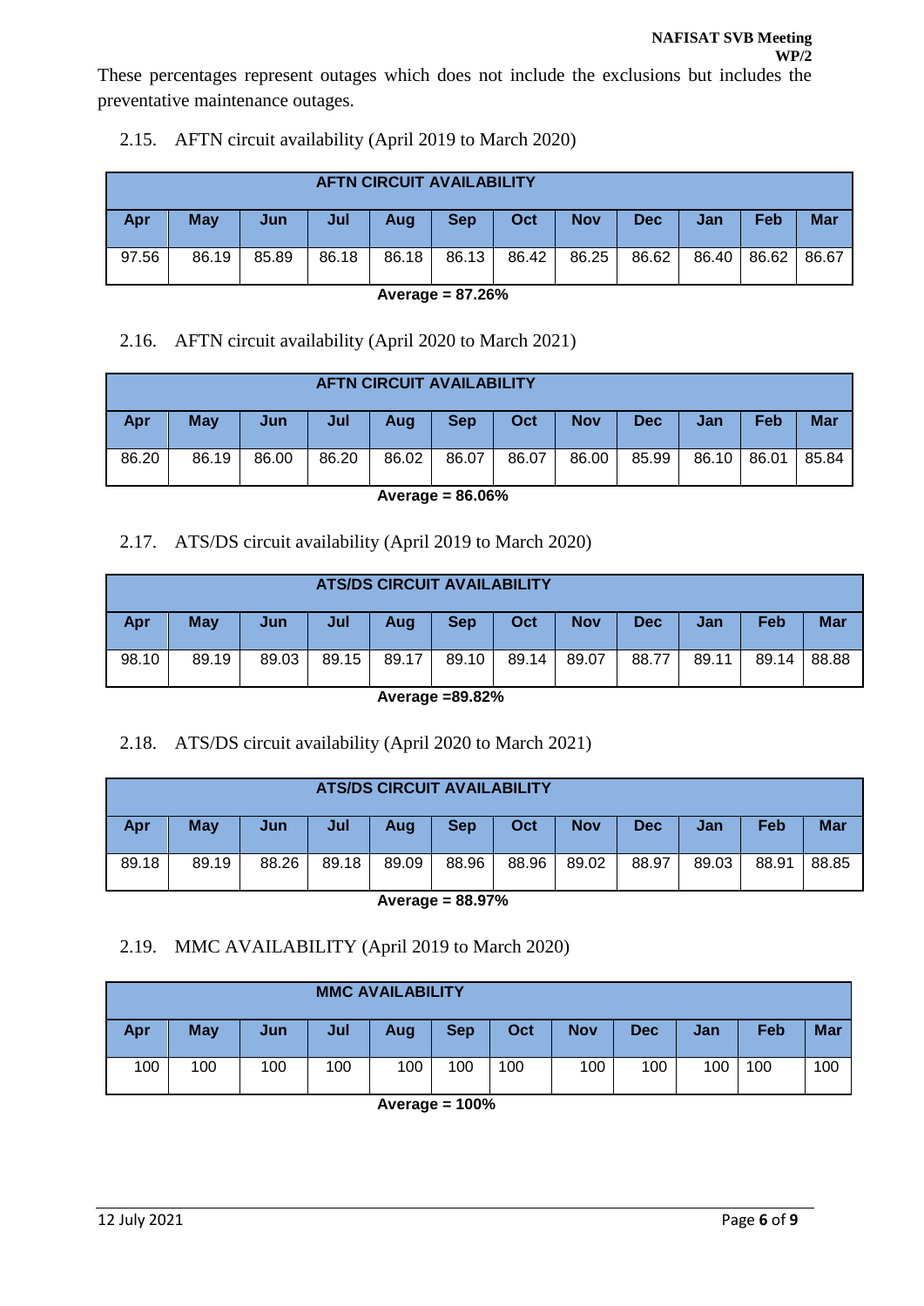These percentages represent outages which does not include the exclusions but includes the preventative maintenance outages.

2.15. AFTN circuit availability (April 2019 to March 2020)

| AFTN CIRCUIT AVAILABILITY | | | | | | | | | | | |
|---|---|---|---|---|---|---|---|---|---|---|---|
| **Apr** | **May** | **Jun** | **Jul** | **Aug** | **Sep** | **Oct** | **Nov** | **Dec** | **Jan** | **Feb** | **Mar** |
| 97.56 | 86.19 | 85.89 | 86.18 | 86.18 | 86.13 | 86.42 | 86.25 | 86.62 | 86.40 | 86.62 | 86.67 |

**Average = 87.26%**

2.16. AFTN circuit availability (April 2020 to March 2021)

| AFTN CIRCUIT AVAILABILITY | | | | | | | | | | | |
|---|---|---|---|---|---|---|---|---|---|---|---|
| **Apr** | **May** | **Jun** | **Jul** | **Aug** | **Sep** | **Oct** | **Nov** | **Dec** | **Jan** | **Feb** | **Mar** |
| 86.20 | 86.19 | 86.00 | 86.20 | 86.02 | 86.07 | 86.07 | 86.00 | 85.99 | 86.10 | 86.01 | 85.84 |

**Average = 86.06%**

2.17. ATS/DS circuit availability (April 2019 to March 2020)

| ATS/DS CIRCUIT AVAILABILITY | | | | | | | | | | | |
|---|---|---|---|---|---|---|---|---|---|---|---|
| **Apr** | **May** | **Jun** | **Jul** | **Aug** | **Sep** | **Oct** | **Nov** | **Dec** | **Jan** | **Feb** | **Mar** |
| 98.10 | 89.19 | 89.03 | 89.15 | 89.17 | 89.10 | 89.14 | 89.07 | 88.77 | 89.11 | 89.14 | 88.88 |

**Average =89.82%**

2.18. ATS/DS circuit availability (April 2020 to March 2021)

| ATS/DS CIRCUIT AVAILABILITY | | | | | | | | | | | |
|---|---|---|---|---|---|---|---|---|---|---|---|
| **Apr** | **May** | **Jun** | **Jul** | **Aug** | **Sep** | **Oct** | **Nov** | **Dec** | **Jan** | **Feb** | **Mar** |
| 89.18 | 89.19 | 88.26 | 89.18 | 89.09 | 88.96 | 88.96 | 89.02 | 88.97 | 89.03 | 88.91 | 88.85 |

**Average = 88.97%**

2.19. MMC AVAILABILITY (April 2019 to March 2020)

| MMC AVAILABILITY | | | | | | | | | | | |
|---|---|---|---|---|---|---|---|---|---|---|---|
| **Apr** | **May** | **Jun** | **Jul** | **Aug** | **Sep** | **Oct** | **Nov** | **Dec** | **Jan** | **Feb** | **Mar** |
| 100 | 100 | 100 | 100 | 100 | 100 | 100 | 100 | 100 | 100 | 100 | 100 |

**Average = 100%**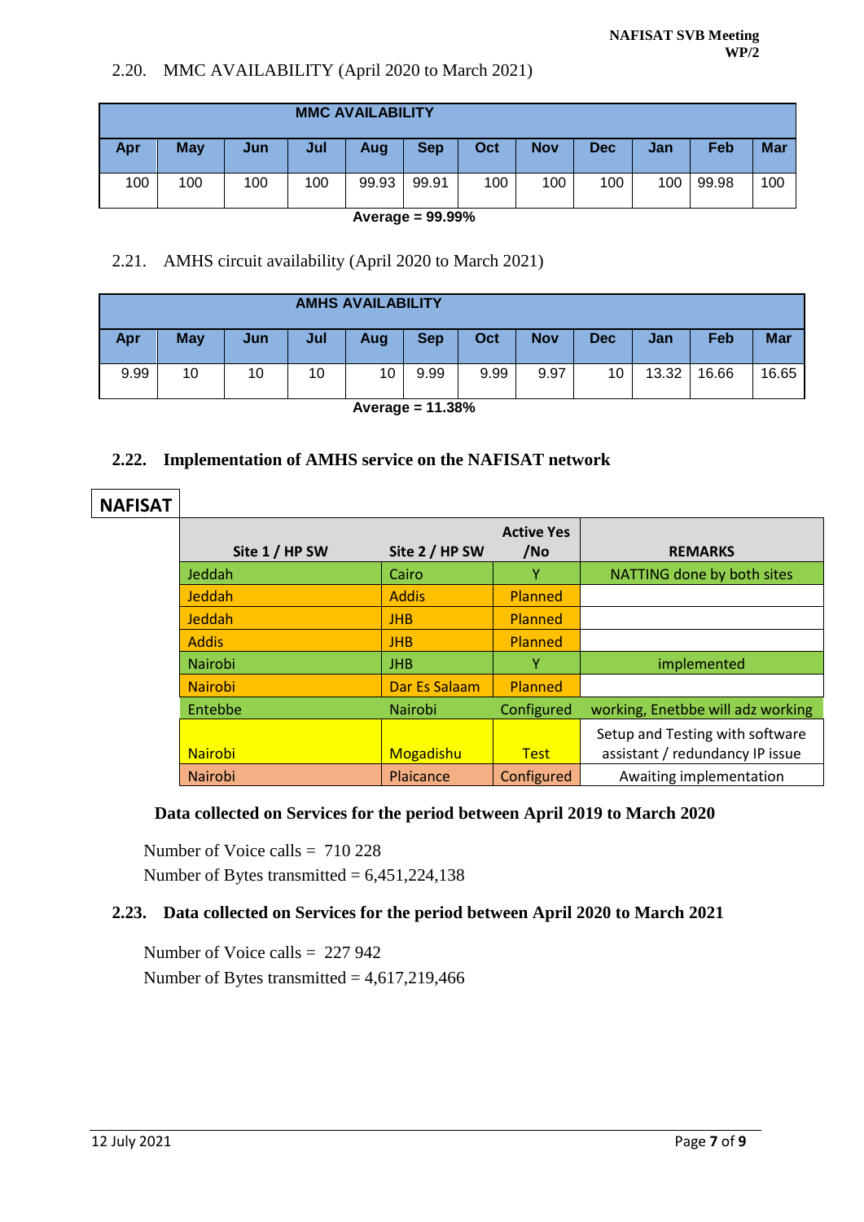### 2.20. MMC AVAILABILITY (April 2020 to March 2021)

| MMC AVAILABILITY | | | | | | | | | | | |
|---|---|---|---|---|---|---|---|---|---|---|---|
| Apr | May | Jun | Jul | Aug | Sep | Oct | Nov | Dec | Jan | Feb | Mar |
| 100 | 100 | 100 | 100 | 99.93 | 99.91 | 100 | 100 | 100 | 100 | 99.98 | 100 |

**Average = 99.99%**

### 2.21. AMHS circuit availability (April 2020 to March 2021)

| AMHS AVAILABILITY | | | | | | | | | | | |
|---|---|---|---|---|---|---|---|---|---|---|---|
| Apr | May | Jun | Jul | Aug | Sep | Oct | Nov | Dec | Jan | Feb | Mar |
| 9.99 | 10 | 10 | 10 | 10 | 9.99 | 9.99 | 9.97 | 10 | 13.32 | 16.66 | 16.65 |

**Average = 11.38%**

### 2.22. Implementation of AMHS service on the NAFISAT network

**NAFISAT**

| Site 1 / HP SW | Site 2 / HP SW | Active Yes /No | REMARKS |
|---|---|---|---|
| Jeddah | Cairo | Y | NATTING done by both sites |
| Jeddah | Addis | Planned | |
| Jeddah | JHB | Planned | |
| Addis | JHB | Planned | |
| Nairobi | JHB | Y | implemented |
| Nairobi | Dar Es Salaam | Planned | |
| Entebbe | Nairobi | Configured | working, Enetbbe will adz working |
| Nairobi | Mogadishu | Test | Setup and Testing with software assistant / redundancy IP issue |
| Nairobi | Plaicance | Configured | Awaiting implementation |

**Data collected on Services for the period between April 2019 to March 2020**

Number of Voice calls = 710 228

Number of Bytes transmitted = 6,451,224,138

### 2.23. Data collected on Services for the period between April 2020 to March 2021

Number of Voice calls = 227 942

Number of Bytes transmitted = 4,617,219,466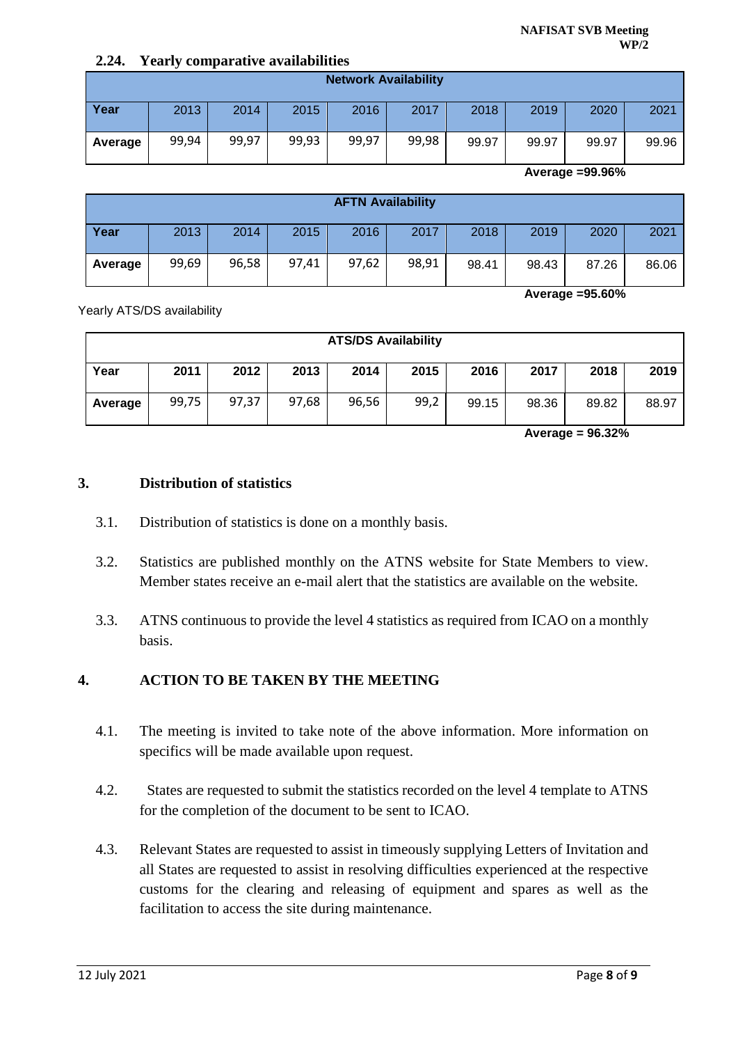### 2.24. Yearly comparative availabilities

| Network Availability | | | | | | | | | |
|---|---|---|---|---|---|---|---|---|---|
| **Year** | 2013 | 2014 | 2015 | 2016 | 2017 | 2018 | 2019 | 2020 | 2021 |
| **Average** | 99,94 | 99,97 | 99,93 | 99,97 | 99,98 | 99.97 | 99.97 | 99.97 | 99.96 |

**Average =99.96%**

| AFTN Availability | | | | | | | | | |
|---|---|---|---|---|---|---|---|---|---|
| **Year** | 2013 | 2014 | 2015 | 2016 | 2017 | 2018 | 2019 | 2020 | 2021 |
| **Average** | 99,69 | 96,58 | 97,41 | 97,62 | 98,91 | 98.41 | 98.43 | 87.26 | 86.06 |

**Average =95.60%**

Yearly ATS/DS availability

| ATS/DS Availability | | | | | | | | | |
|---|---|---|---|---|---|---|---|---|---|
| **Year** | **2011** | **2012** | **2013** | **2014** | **2015** | **2016** | **2017** | **2018** | **2019** |
| **Average** | 99,75 | 97,37 | 97,68 | 96,56 | 99,2 | 99.15 | 98.36 | 89.82 | 88.97 |

**Average = 96.32%**

## 3. Distribution of statistics

3.1. Distribution of statistics is done on a monthly basis.

3.2. Statistics are published monthly on the ATNS website for State Members to view. Member states receive an e-mail alert that the statistics are available on the website.

3.3. ATNS continuous to provide the level 4 statistics as required from ICAO on a monthly basis.

## 4. ACTION TO BE TAKEN BY THE MEETING

4.1. The meeting is invited to take note of the above information. More information on specifics will be made available upon request.

4.2. States are requested to submit the statistics recorded on the level 4 template to ATNS for the completion of the document to be sent to ICAO.

4.3. Relevant States are requested to assist in timeously supplying Letters of Invitation and all States are requested to assist in resolving difficulties experienced at the respective customs for the clearing and releasing of equipment and spares as well as the facilitation to access the site during maintenance.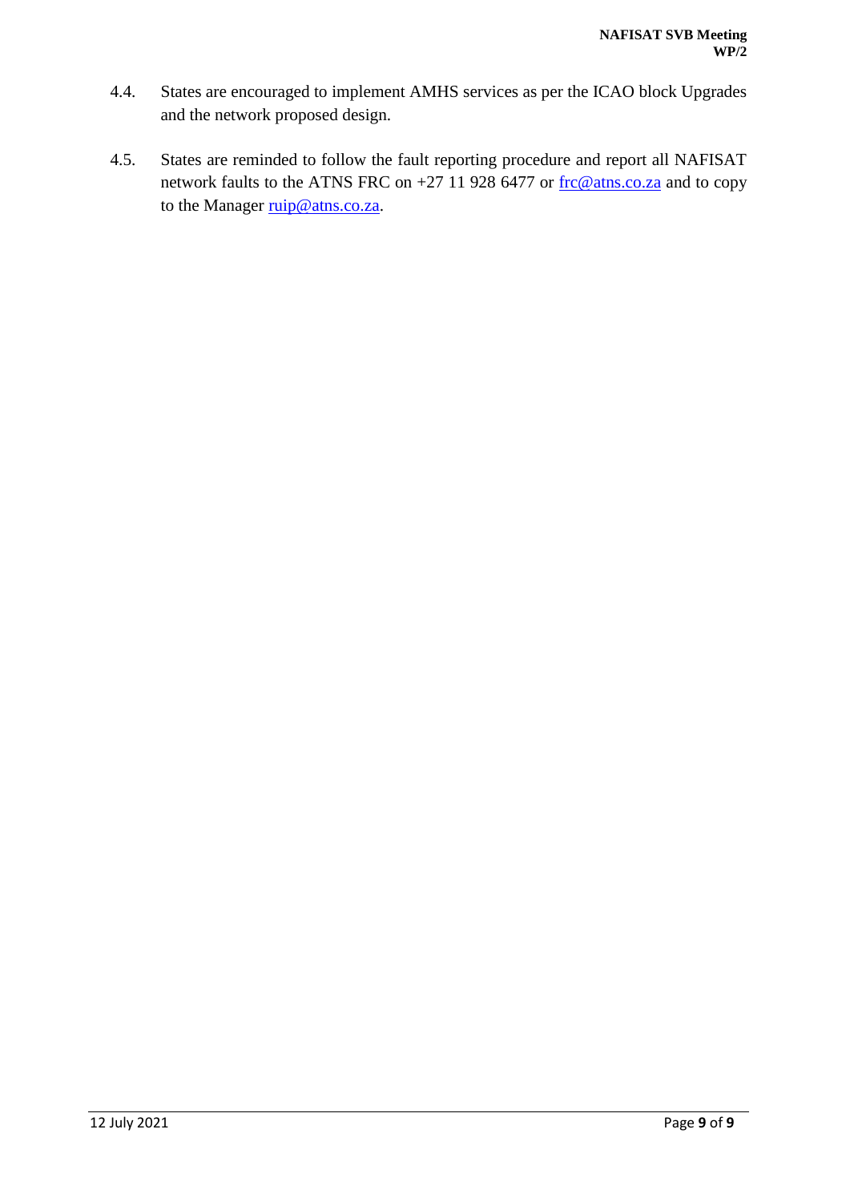4.4. States are encouraged to implement AMHS services as per the ICAO block Upgrades and the network proposed design.

4.5. States are reminded to follow the fault reporting procedure and report all NAFISAT network faults to the ATNS FRC on +27 11 928 6477 or frc@atns.co.za and to copy to the Manager ruip@atns.co.za.